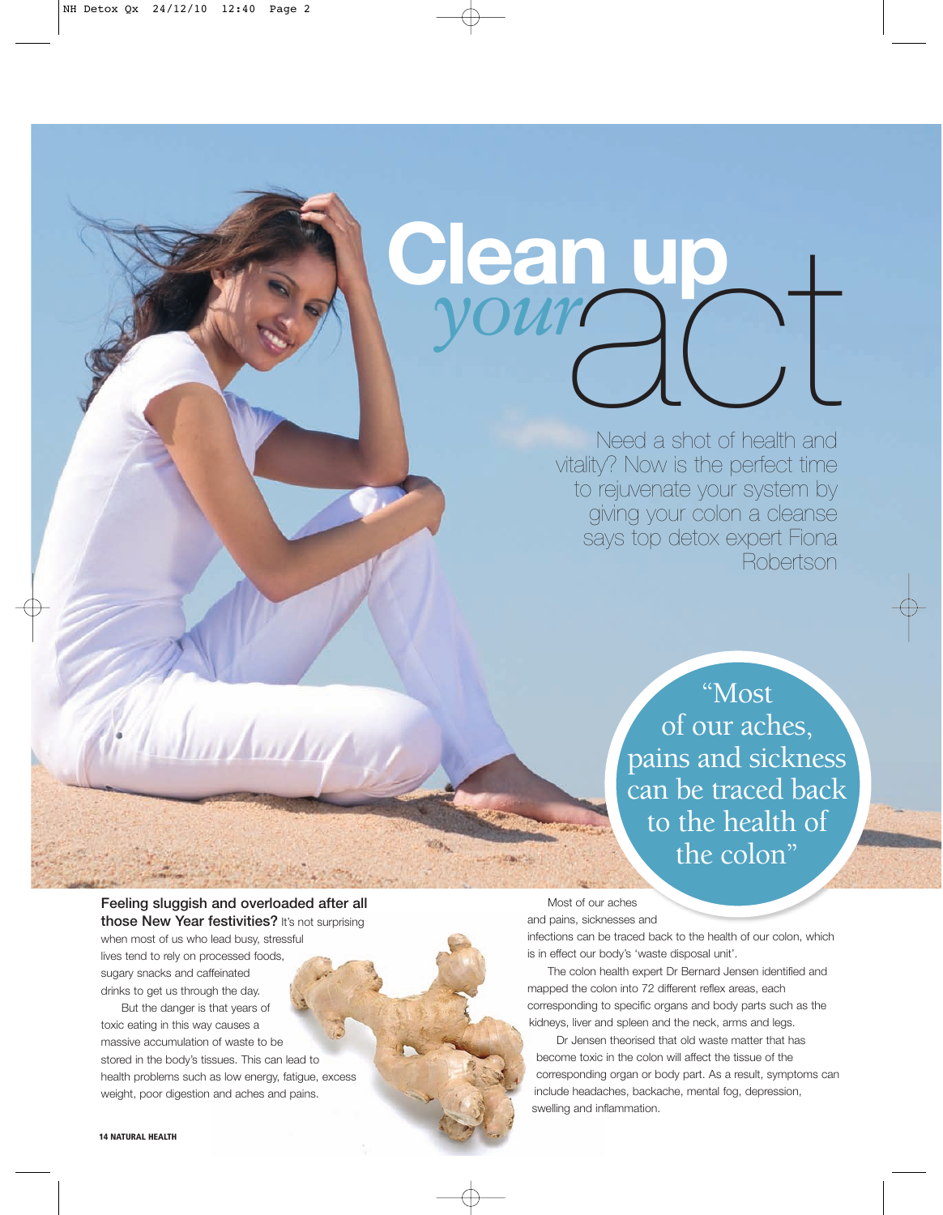# Clean up *your* act

Need a shot of health and vitality? Now is the perfect time to rejuvenate your system by giving your colon a cleanse says top detox expert Fiona Robertson

> "Most of our aches, pains and sickness can be traced back to the health of the colon"

**Feeling sluggish and overloaded after all those New Year festivities?** It's not surprising when most of us who lead busy, stressful lives tend to rely on processed foods, sugary snacks and caffeinated drinks to get us through the day.

But the danger is that years of toxic eating in this way causes a massive accumulation of waste to be stored in the body's tissues. This can lead to health problems such as low energy, fatigue, excess weight, poor digestion and aches and pains.

Most of our aches and pains, sicknesses and infections can be traced back to the health of our colon, which is in effect our body's 'waste disposal unit'.

The colon health expert Dr Bernard Jensen identified and mapped the colon into 72 different reflex areas, each corresponding to specific organs and body parts such as the kidneys, liver and spleen and the neck, arms and legs.

Dr Jensen theorised that old waste matter that has become toxic in the colon will affect the tissue of the corresponding organ or body part. As a result, symptoms can include headaches, backache, mental fog, depression, swelling and inflammation.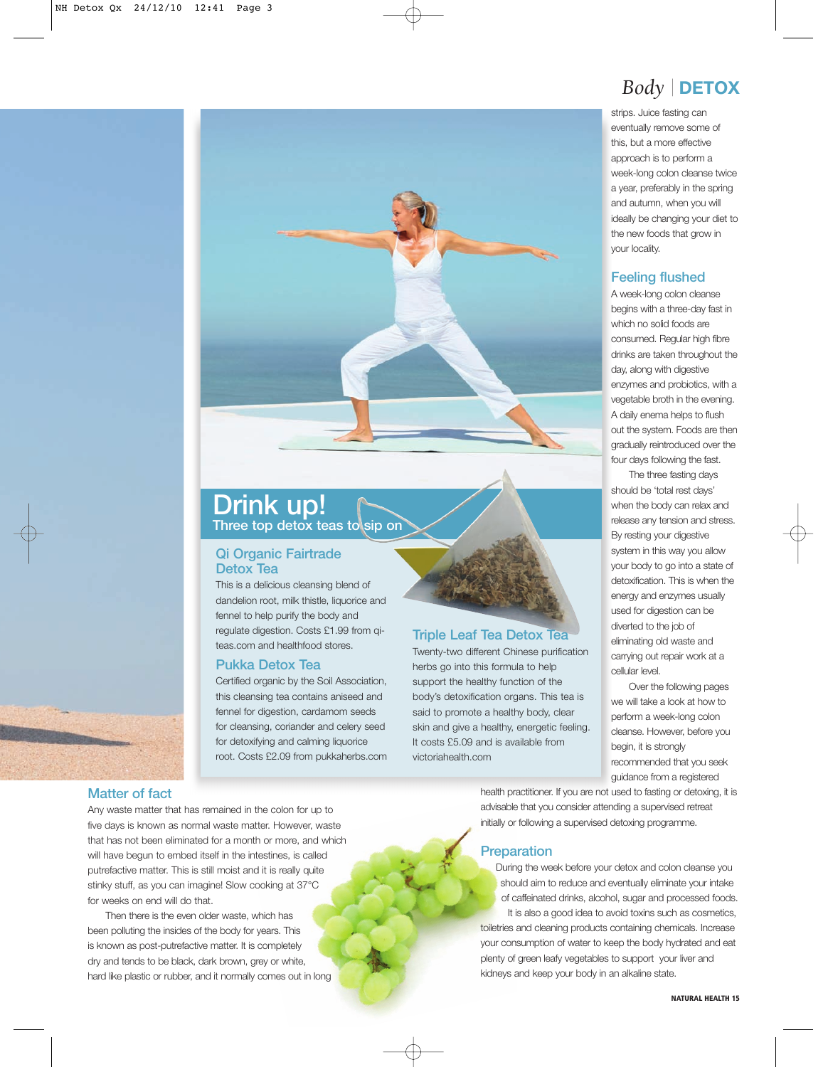strips. Juice fasting can eventually remove some of this, but a more effective approach is to perform a week-long colon cleanse twice a year, preferably in the spring and autumn, when you will ideally be changing your diet to the new foods that grow in your locality.

## Feeling flushed

A week-long colon cleanse begins with a three-day fast in which no solid foods are consumed. Regular high fibre drinks are taken throughout the day, along with digestive enzymes and probiotics, with a vegetable broth in the evening. A daily enema helps to flush out the system. Foods are then gradually reintroduced over the four days following the fast.

The three fasting days should be 'total rest days' when the body can relax and release any tension and stress. By resting your digestive system in this way you allow your body to go into a state of detoxification. This is when the energy and enzymes usually used for digestion can be diverted to the job of eliminating old waste and carrying out repair work at a cellular level.

Over the following pages we will take a look at how to perform a week-long colon cleanse. However, before you begin, it is strongly recommended that you seek guidance from a registered health practitioner. If you are not used to fasting or detoxing, it is advisable that you consider attending a supervised retreat initially or following a supervised detoxing programme.

## Preparation

During the week before your detox and colon cleanse you should aim to reduce and eventually eliminate your intake of caffeinated drinks, alcohol, sugar and processed foods.

It is also a good idea to avoid toxins such as cosmetics, toiletries and cleaning products containing chemicals. Increase your consumption of water to keep the body hydrated and eat plenty of green leafy vegetables to support your liver and kidneys and keep your body in an alkaline state.

## Drink up!

**Three top detox teas to sip on**

### Qi Organic Fairtrade Detox Tea

This is a delicious cleansing blend of dandelion root, milk thistle, liquorice and fennel to help purify the body and regulate digestion. Costs £1.99 from qi-teas.com and healthfood stores.

### Pukka Detox Tea

Certified organic by the Soil Association, this cleansing tea contains aniseed and fennel for digestion, cardamom seeds for cleansing, coriander and celery seed for detoxifying and calming liquorice root. Costs £2.09 from pukkaherbs.com

### Triple Leaf Tea Detox Tea

Twenty-two different Chinese purification herbs go into this formula to help support the healthy function of the body's detoxification organs. This tea is said to promote a healthy body, clear skin and give a healthy, energetic feeling. It costs £5.09 and is available from victoriahealth.com

## Matter of fact

Any waste matter that has remained in the colon for up to five days is known as normal waste matter. However, waste that has not been eliminated for a month or more, and which will have begun to embed itself in the intestines, is called putrefactive matter. This is still moist and it is really quite stinky stuff, as you can imagine! Slow cooking at 37°C for weeks on end will do that.

Then there is the even older waste, which has been polluting the insides of the body for years. This is known as post-putrefactive matter. It is completely dry and tends to be black, dark brown, grey or white, hard like plastic or rubber, and it normally comes out in long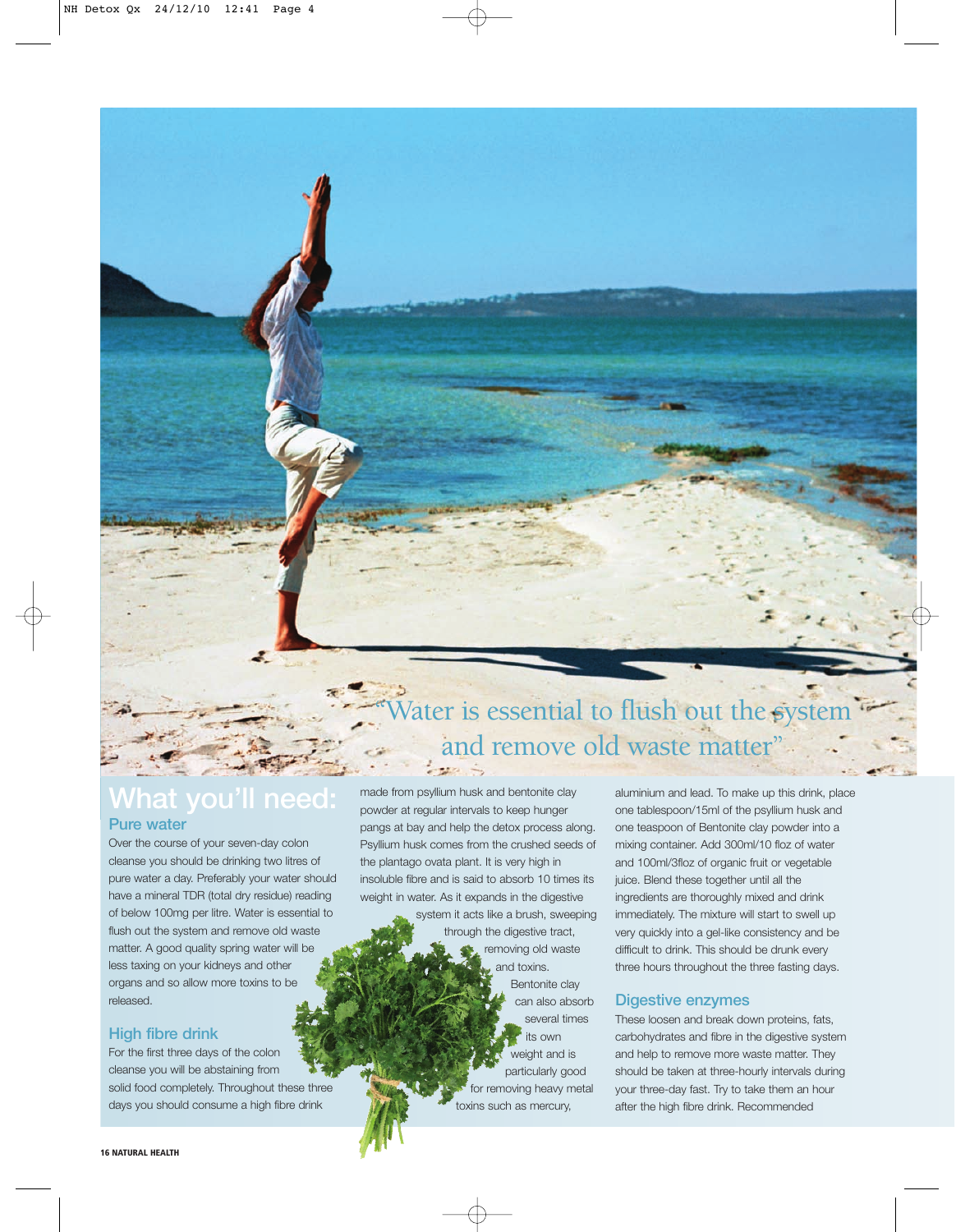"Water is essential to flush out the system and remove old waste matter"

# What you'll need:

## Pure water

Over the course of your seven-day colon cleanse you should be drinking two litres of pure water a day. Preferably your water should have a mineral TDR (total dry residue) reading of below 100mg per litre. Water is essential to flush out the system and remove old waste matter. A good quality spring water will be less taxing on your kidneys and other organs and so allow more toxins to be released.

## High fibre drink

For the first three days of the colon cleanse you will be abstaining from solid food completely. Throughout these three days you should consume a high fibre drink made from psyllium husk and bentonite clay powder at regular intervals to keep hunger pangs at bay and help the detox process along. Psyllium husk comes from the crushed seeds of the plantago ovata plant. It is very high in insoluble fibre and is said to absorb 10 times its weight in water. As it expands in the digestive system it acts like a brush, sweeping through the digestive tract, removing old waste and toxins. Bentonite clay can also absorb several times its own weight and is particularly good for removing heavy metal toxins such as mercury, aluminium and lead. To make up this drink, place one tablespoon/15ml of the psyllium husk and one teaspoon of Bentonite clay powder into a mixing container. Add 300ml/10 floz of water and 100ml/3floz of organic fruit or vegetable juice. Blend these together until all the ingredients are thoroughly mixed and drink immediately. The mixture will start to swell up very quickly into a gel-like consistency and be difficult to drink. This should be drunk every three hours throughout the three fasting days.

## Digestive enzymes

These loosen and break down proteins, fats, carbohydrates and fibre in the digestive system and help to remove more waste matter. They should be taken at three-hourly intervals during your three-day fast. Try to take them an hour after the high fibre drink. Recommended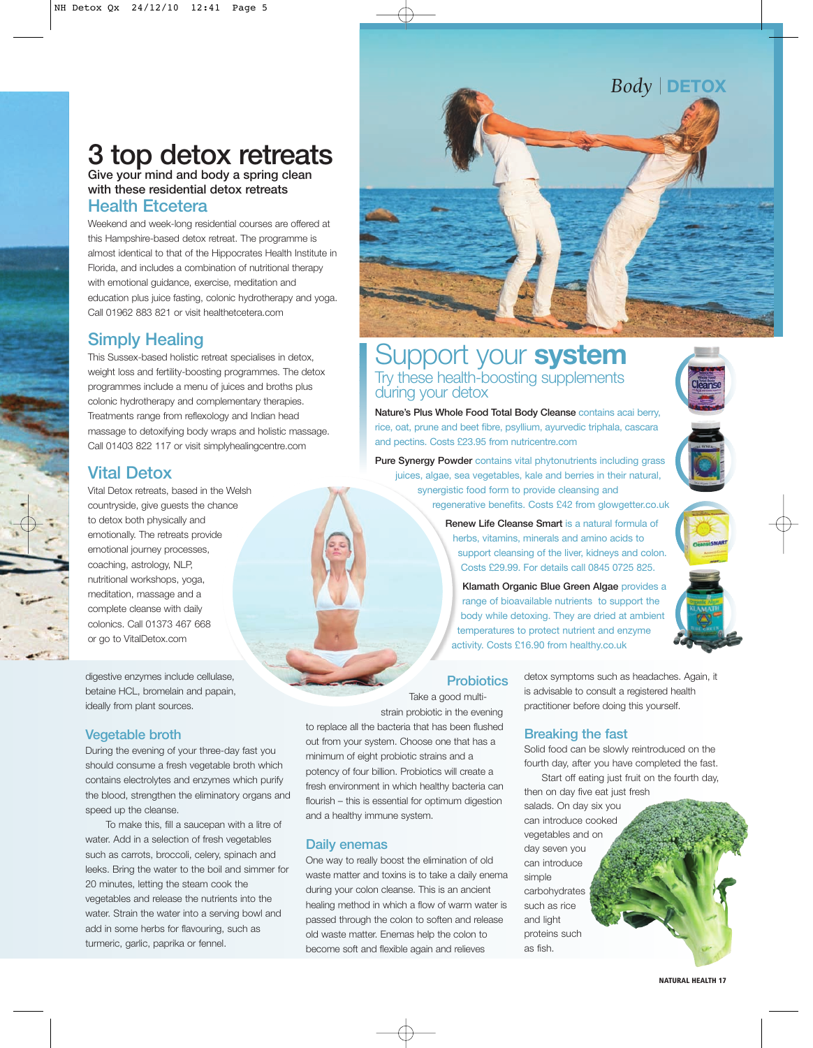# 3 top detox retreats

**Give your mind and body a spring clean with these residential detox retreats**

## Health Etcetera

Weekend and week-long residential courses are offered at this Hampshire-based detox retreat. The programme is almost identical to that of the Hippocrates Health Institute in Florida, and includes a combination of nutritional therapy with emotional guidance, exercise, meditation and education plus juice fasting, colonic hydrotherapy and yoga. Call 01962 883 821 or visit healthetcetera.com

## Simply Healing

This Sussex-based holistic retreat specialises in detox, weight loss and fertility-boosting programmes. The detox programmes include a menu of juices and broths plus colonic hydrotherapy and complementary therapies. Treatments range from reflexology and Indian head massage to detoxifying body wraps and holistic massage. Call 01403 822 117 or visit simplyhealingcentre.com

## Vital Detox

Vital Detox retreats, based in the Welsh countryside, give guests the chance to detox both physically and emotionally. The retreats provide emotional journey processes, coaching, astrology, NLP, nutritional workshops, yoga, meditation, massage and a complete cleanse with daily colonics. Call 01373 467 668 or go to VitalDetox.com

# Support your **system**

## Try these health-boosting supplements during your detox

**Nature's Plus Whole Food Total Body Cleanse** contains acai berry, rice, oat, prune and beet fibre, psyllium, ayurvedic triphala, cascara and pectins. Costs £23.95 from nutricentre.com

**Pure Synergy Powder** contains vital phytonutrients including grass juices, algae, sea vegetables, kale and berries in their natural, synergistic food form to provide cleansing and regenerative benefits. Costs £42 from glowgetter.co.uk

**Renew Life Cleanse Smart** is a natural formula of herbs, vitamins, minerals and amino acids to support cleansing of the liver, kidneys and colon. Costs £29.99. For details call 0845 0725 825.

**Klamath Organic Blue Green Algae** provides a range of bioavailable nutrients to support the body while detoxing. They are dried at ambient temperatures to protect nutrient and enzyme activity. Costs £16.90 from healthy.co.uk

digestive enzymes include cellulase, betaine HCL, bromelain and papain, ideally from plant sources.

### Vegetable broth

During the evening of your three-day fast you should consume a fresh vegetable broth which contains electrolytes and enzymes which purify the blood, strengthen the eliminatory organs and speed up the cleanse.

To make this, fill a saucepan with a litre of water. Add in a selection of fresh vegetables such as carrots, broccoli, celery, spinach and leeks. Bring the water to the boil and simmer for 20 minutes, letting the steam cook the vegetables and release the nutrients into the water. Strain the water into a serving bowl and add in some herbs for flavouring, such as turmeric, garlic, paprika or fennel.

### Probiotics

Take a good multi-strain probiotic in the evening to replace all the bacteria that has been flushed out from your system. Choose one that has a minimum of eight probiotic strains and a potency of four billion. Probiotics will create a fresh environment in which healthy bacteria can flourish – this is essential for optimum digestion and a healthy immune system.

### Daily enemas

One way to really boost the elimination of old waste matter and toxins is to take a daily enema during your colon cleanse. This is an ancient healing method in which a flow of warm water is passed through the colon to soften and release old waste matter. Enemas help the colon to become soft and flexible again and relieves detox symptoms such as headaches. Again, it is advisable to consult a registered health practitioner before doing this yourself.

### Breaking the fast

Solid food can be slowly reintroduced on the fourth day, after you have completed the fast.

Start off eating just fruit on the fourth day, then on day five eat just fresh salads. On day six you can introduce cooked vegetables and on day seven you can introduce simple carbohydrates such as rice and light proteins such as fish.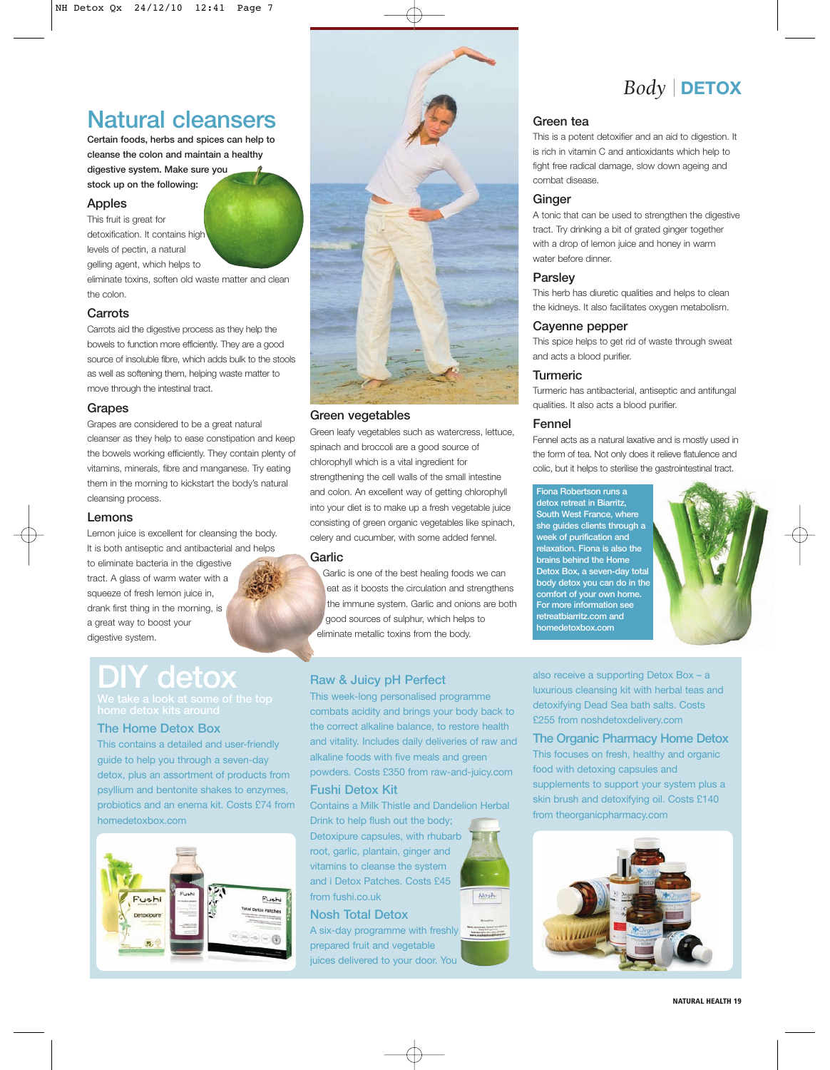# Natural cleansers

**Certain foods, herbs and spices can help to cleanse the colon and maintain a healthy digestive system. Make sure you stock up on the following:**

## Apples

This fruit is great for detoxification. It contains high levels of pectin, a natural gelling agent, which helps to eliminate toxins, soften old waste matter and clean the colon.

## Carrots

Carrots aid the digestive process as they help the bowels to function more efficiently. They are a good source of insoluble fibre, which adds bulk to the stools as well as softening them, helping waste matter to move through the intestinal tract.

## Grapes

Grapes are considered to be a great natural cleanser as they help to ease constipation and keep the bowels working efficiently. They contain plenty of vitamins, minerals, fibre and manganese. Try eating them in the morning to kickstart the body's natural cleansing process.

## Lemons

Lemon juice is excellent for cleansing the body. It is both antiseptic and antibacterial and helps to eliminate bacteria in the digestive tract. A glass of warm water with a squeeze of fresh lemon juice in, drank first thing in the morning, is a great way to boost your digestive system.

## Green vegetables

Green leafy vegetables such as watercress, lettuce, spinach and broccoli are a good source of chlorophyll which is a vital ingredient for strengthening the cell walls of the small intestine and colon. An excellent way of getting chlorophyll into your diet is to make up a fresh vegetable juice consisting of green organic vegetables like spinach, celery and cucumber, with some added fennel.

## Garlic

Garlic is one of the best healing foods we can eat as it boosts the circulation and strengthens the immune system. Garlic and onions are both good sources of sulphur, which helps to eliminate metallic toxins from the body.

## Green tea

This is a potent detoxifier and an aid to digestion. It is rich in vitamin C and antioxidants which help to fight free radical damage, slow down ageing and combat disease.

## Ginger

A tonic that can be used to strengthen the digestive tract. Try drinking a bit of grated ginger together with a drop of lemon juice and honey in warm water before dinner.

## Parsley

This herb has diuretic qualities and helps to clean the kidneys. It also facilitates oxygen metabolism.

## Cayenne pepper

This spice helps to get rid of waste through sweat and acts a blood purifier.

## Turmeric

Turmeric has antibacterial, antiseptic and antifungal qualities. It also acts a blood purifier.

## Fennel

Fennel acts as a natural laxative and is mostly used in the form of tea. Not only does it relieve flatulence and colic, but it helps to sterilise the gastrointestinal tract.

**Fiona Robertson runs a detox retreat in Biarritz, South West France, where she guides clients through a week of purification and relaxation. Fiona is also the brains behind the Home Detox Box, a seven-day total body detox you can do in the comfort of your own home. For more information see retreatbiarritz.com and homedetoxbox.com**

# DIY detox

We take a look at some of the top home detox kits around

## The Home Detox Box

This contains a detailed and user-friendly guide to help you through a seven-day detox, plus an assortment of products from psyllium and bentonite shakes to enzymes, probiotics and an enema kit. Costs £74 from homedetoxbox.com

## Raw & Juicy pH Perfect

This week-long personalised programme combats acidity and brings your body back to the correct alkaline balance, to restore health and vitality. Includes daily deliveries of raw and alkaline foods with five meals and green powders. Costs £350 from raw-and-juicy.com

## Fushi Detox Kit

Contains a Milk Thistle and Dandelion Herbal Drink to help flush out the body; Detoxipure capsules, with rhubarb root, garlic, plantain, ginger and vitamins to cleanse the system and i Detox Patches. Costs £45 from fushi.co.uk

## Nosh Total Detox

A six-day programme with freshly prepared fruit and vegetable juices delivered to your door. You also receive a supporting Detox Box – a luxurious cleansing kit with herbal teas and detoxifying Dead Sea bath salts. Costs £255 from noshdetoxdelivery.com

## The Organic Pharmacy Home Detox

This focuses on fresh, healthy and organic food with detoxing capsules and supplements to support your system plus a skin brush and detoxifying oil. Costs £140 from theorganicpharmacy.com